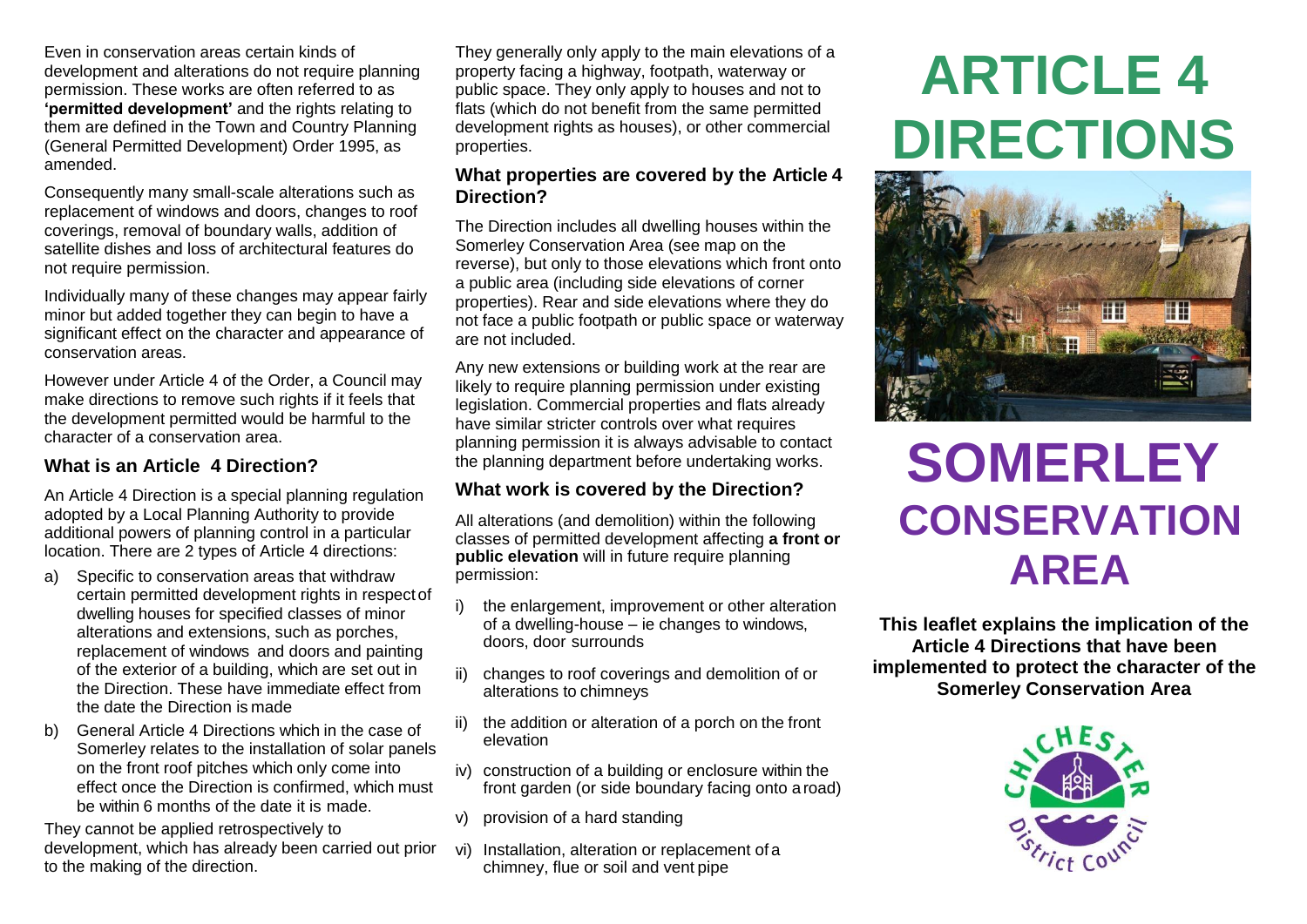Even in conservation areas certain kinds of development and alterations do not require planning permission. These works are often referred to as **'permitted development'** and the rights relating to them are defined in the Town and Country Planning (General Permitted Development) Order 1995, as amended.

Consequently many small-scale alterations such as replacement of windows and doors, changes to roof coverings, removal of boundary walls, addition of satellite dishes and loss of architectural features do not require permission.

Individually many of these changes may appear fairly minor but added together they can begin to have a significant effect on the character and appearance of conservation areas.

However under Article 4 of the Order, a Council may make directions to remove such rights if it feels that the development permitted would be harmful to the character of a conservation area.

### What is an Article 4 Direction?

An Article 4 Direction is a special planning regulation adopted by a Local Planning Authority to provide additional powers of planning control in a particular location. There are 2 types of Article 4 directions:

a) Specific to conservation areas that withdraw certain permitted development rights in respect of dwelling houses for specified classes of minor alterations and extensions, such as porches, replacement of windows and doors and painting of the exterior of a building, which are set out in the Direction. These have immediate effect from the date the Direction is made

b) General Article 4 Directions which in the case of Somerley relates to the installation of solar panels on the front roof pitches which only come into effect once the Direction is confirmed, which must be within 6 months of the date it is made.

They cannot be applied retrospectively to development, which has already been carried out prior to the making of the direction.

They generally only apply to the main elevations of a property facing a highway, footpath, waterway or public space. They only apply to houses and not to flats (which do not benefit from the same permitted development rights as houses), or other commercial properties.

### What properties are covered by the Article 4 Direction?

The Direction includes all dwelling houses within the Somerley Conservation Area (see map on the reverse), but only to those elevations which front onto a public area (including side elevations of corner properties). Rear and side elevations where they do not face a public footpath or public space or waterway are not included.

Any new extensions or building work at the rear are likely to require planning permission under existing legislation. Commercial properties and flats already have similar stricter controls over what requires planning permission it is always advisable to contact the planning department before undertaking works.

### What work is covered by the Direction?

All alterations (and demolition) within the following classes of permitted development affecting **a front or public elevation** will in future require planning permission:

i) the enlargement, improvement or other alteration of a dwelling-house – ie changes to windows, doors, door surrounds

ii) changes to roof coverings and demolition of or alterations to chimneys

ii) the addition or alteration of a porch on the front elevation

iv) construction of a building or enclosure within the front garden (or side boundary facing onto a road)

v) provision of a hard standing

vi) Installation, alteration or replacement of a chimney, flue or soil and vent pipe

# ARTICLE 4 DIRECTIONS

# SOMERLEY CONSERVATION AREA

**This leaflet explains the implication of the Article 4 Directions that have been implemented to protect the character of the Somerley Conservation Area**

Chichester District Council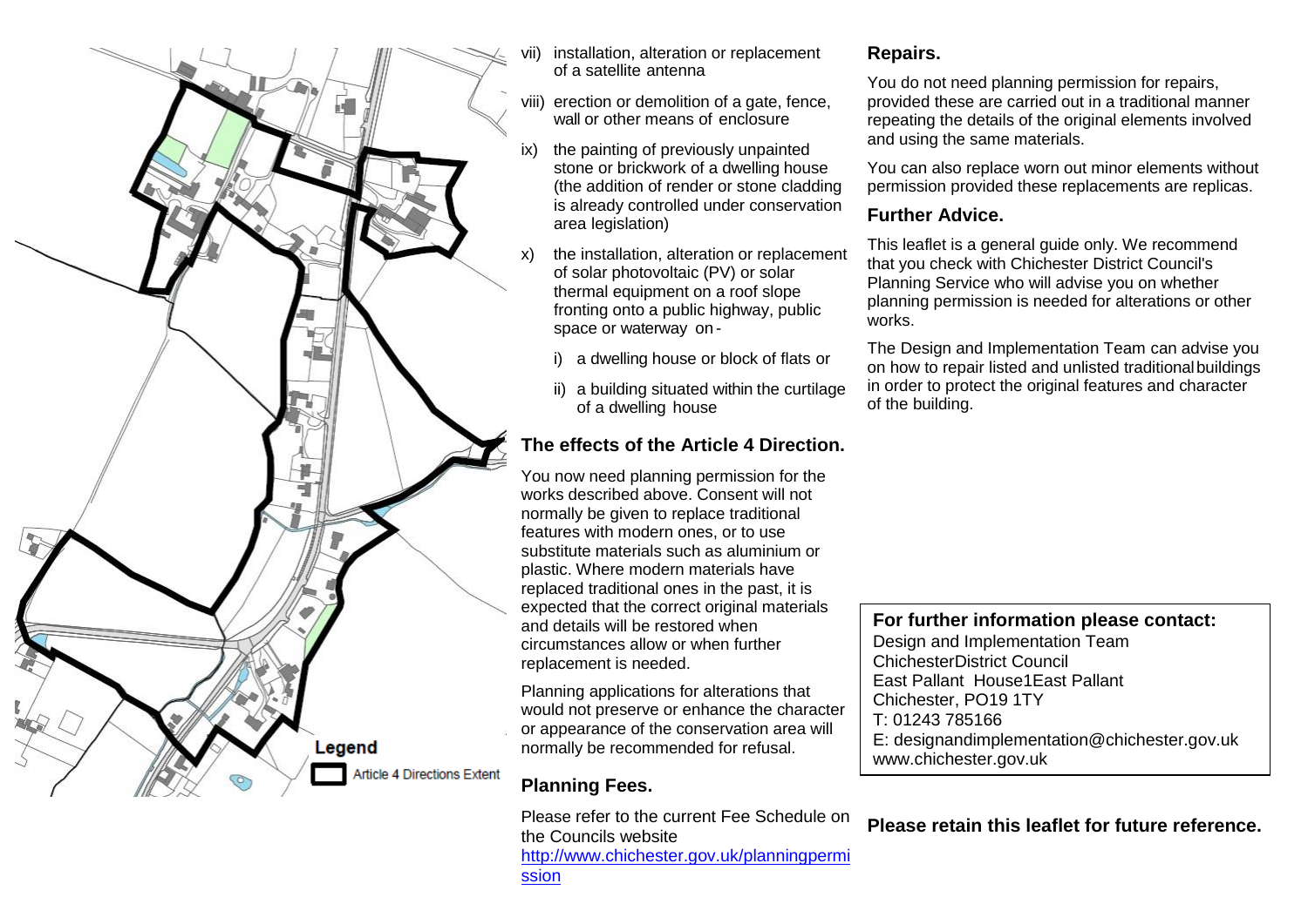Legend

Article 4 Directions Extent

vii) installation, alteration or replacement of a satellite antenna

viii) erection or demolition of a gate, fence, wall or other means of enclosure

ix) the painting of previously unpainted stone or brickwork of a dwelling house (the addition of render or stone cladding is already controlled under conservation area legislation)

x) the installation, alteration or replacement of solar photovoltaic (PV) or solar thermal equipment on a roof slope fronting onto a public highway, public space or waterway on -

   i) a dwelling house or block of flats or

   ii) a building situated within the curtilage of a dwelling house

## The effects of the Article 4 Direction.

You now need planning permission for the works described above. Consent will not normally be given to replace traditional features with modern ones, or to use substitute materials such as aluminium or plastic. Where modern materials have replaced traditional ones in the past, it is expected that the correct original materials and details will be restored when circumstances allow or when further replacement is needed.

Planning applications for alterations that would not preserve or enhance the character or appearance of the conservation area will normally be recommended for refusal.

## Planning Fees.

Please refer to the current Fee Schedule on the Councils website [http://www.chichester.gov.uk/planningpermission](http://www.chichester.gov.uk/planningpermission)

## Repairs.

You do not need planning permission for repairs, provided these are carried out in a traditional manner repeating the details of the original elements involved and using the same materials.

You can also replace worn out minor elements without permission provided these replacements are replicas.

## Further Advice.

This leaflet is a general guide only. We recommend that you check with Chichester District Council's Planning Service who will advise you on whether planning permission is needed for alterations or other works.

The Design and Implementation Team can advise you on how to repair listed and unlisted traditional buildings in order to protect the original features and character of the building.

**For further information please contact:**
Design and Implementation Team
ChichesterDistrict Council
East Pallant House1East Pallant
Chichester, PO19 1TY
T: 01243 785166
E: designandimplementation@chichester.gov.uk
www.chichester.gov.uk

**Please retain this leaflet for future reference.**